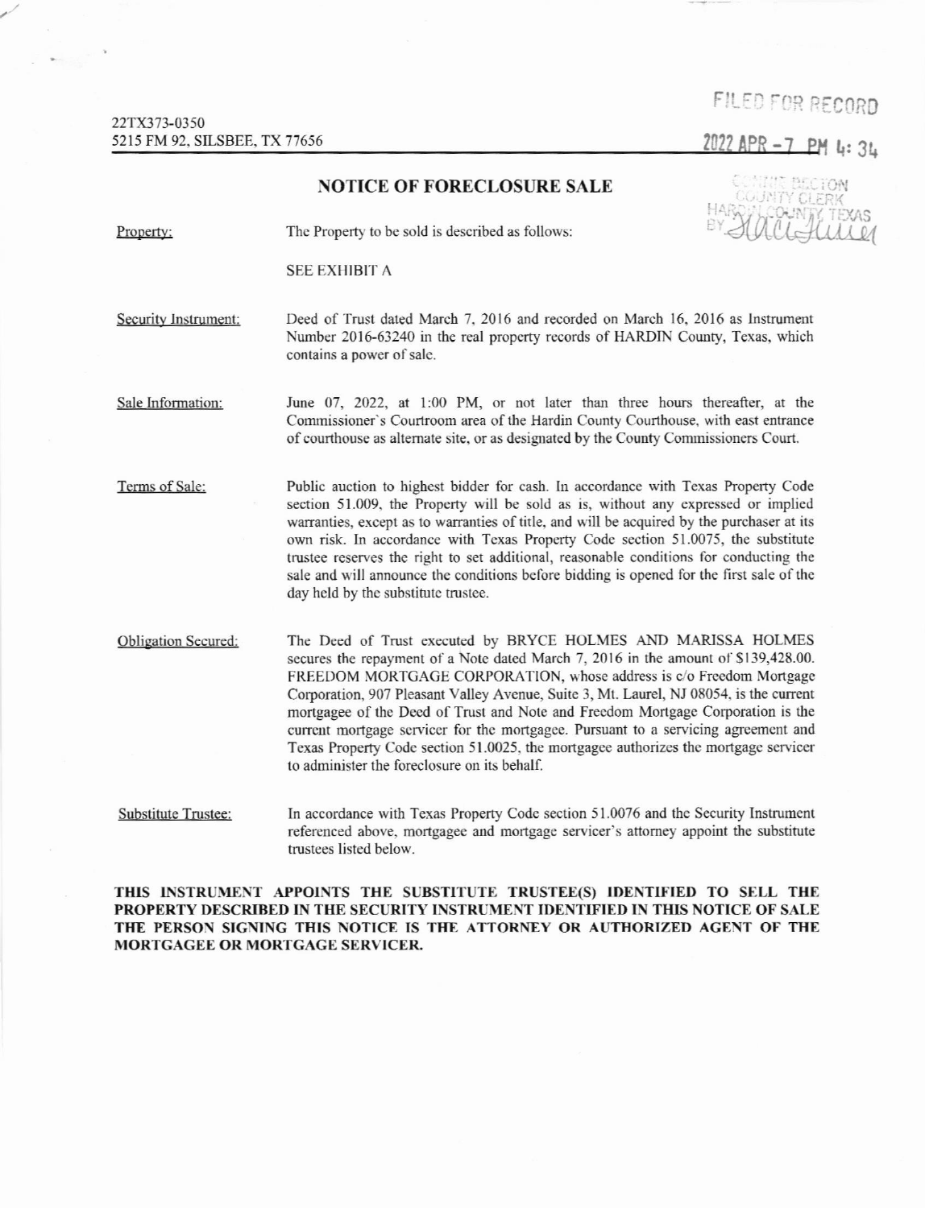22TX373-0350
5215 FM 92, SILSBEE, TX 77656

FILED FOR RECORD

2022 APR -7 PM 4:34

CONNIE BECTON
COUNTY CLERK
HARDIN COUNTY TEXAS
BY

## NOTICE OF FORECLOSURE SALE

Property: The Property to be sold is described as follows:

SEE EXHIBIT A

Security Instrument: Deed of Trust dated March 7, 2016 and recorded on March 16, 2016 as Instrument Number 2016-63240 in the real property records of HARDIN County, Texas, which contains a power of sale.

Sale Information: June 07, 2022, at 1:00 PM, or not later than three hours thereafter, at the Commissioner's Courtroom area of the Hardin County Courthouse, with east entrance of courthouse as alternate site, or as designated by the County Commissioners Court.

Terms of Sale: Public auction to highest bidder for cash. In accordance with Texas Property Code section 51.009, the Property will be sold as is, without any expressed or implied warranties, except as to warranties of title, and will be acquired by the purchaser at its own risk. In accordance with Texas Property Code section 51.0075, the substitute trustee reserves the right to set additional, reasonable conditions for conducting the sale and will announce the conditions before bidding is opened for the first sale of the day held by the substitute trustee.

Obligation Secured: The Deed of Trust executed by BRYCE HOLMES AND MARISSA HOLMES secures the repayment of a Note dated March 7, 2016 in the amount of $139,428.00. FREEDOM MORTGAGE CORPORATION, whose address is c/o Freedom Mortgage Corporation, 907 Pleasant Valley Avenue, Suite 3, Mt. Laurel, NJ 08054, is the current mortgagee of the Deed of Trust and Note and Freedom Mortgage Corporation is the current mortgage servicer for the mortgagee. Pursuant to a servicing agreement and Texas Property Code section 51.0025, the mortgagee authorizes the mortgage servicer to administer the foreclosure on its behalf.

Substitute Trustee: In accordance with Texas Property Code section 51.0076 and the Security Instrument referenced above, mortgagee and mortgage servicer's attorney appoint the substitute trustees listed below.

**THIS INSTRUMENT APPOINTS THE SUBSTITUTE TRUSTEE(S) IDENTIFIED TO SELL THE PROPERTY DESCRIBED IN THE SECURITY INSTRUMENT IDENTIFIED IN THIS NOTICE OF SALE THE PERSON SIGNING THIS NOTICE IS THE ATTORNEY OR AUTHORIZED AGENT OF THE MORTGAGEE OR MORTGAGE SERVICER.**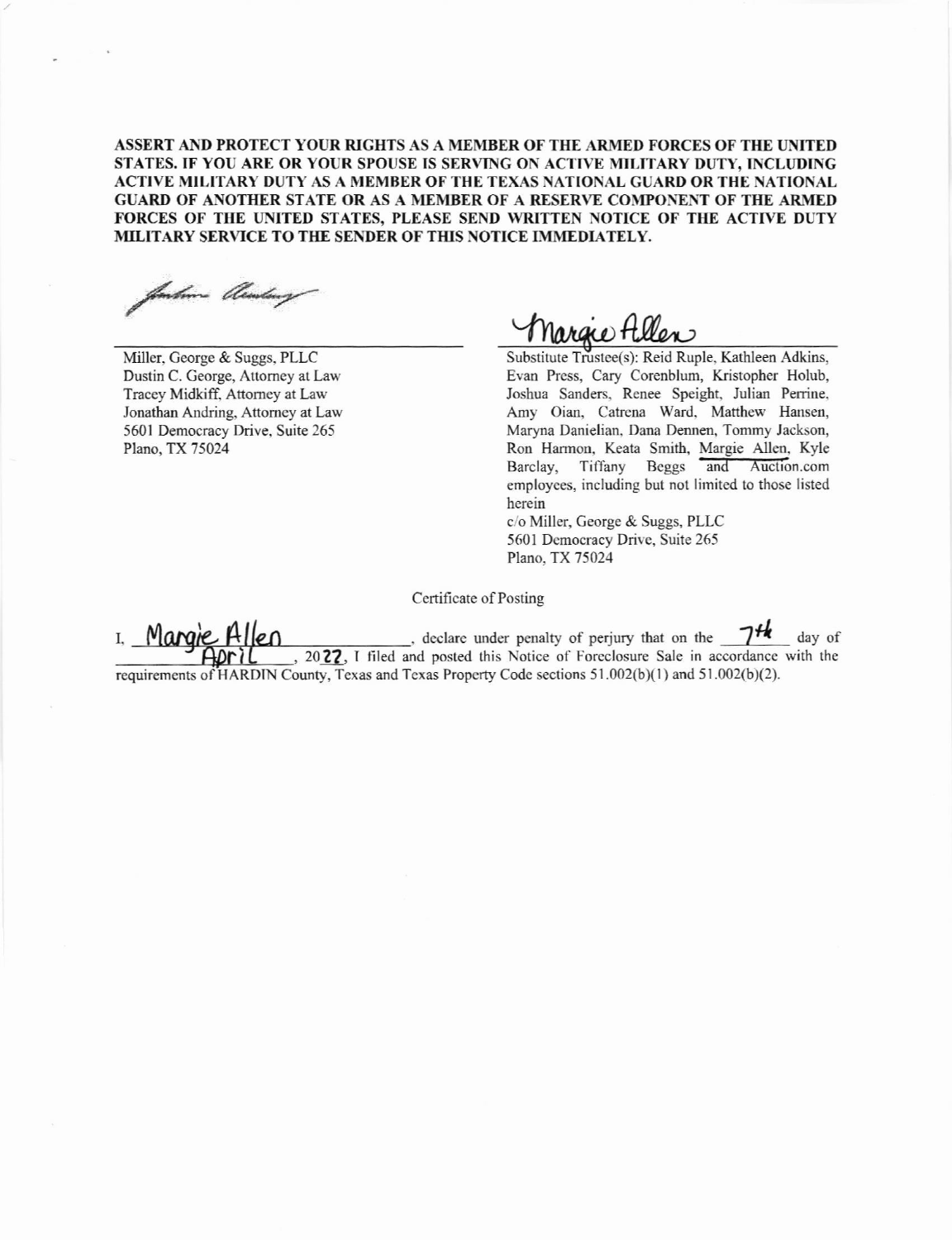**ASSERT AND PROTECT YOUR RIGHTS AS A MEMBER OF THE ARMED FORCES OF THE UNITED STATES. IF YOU ARE OR YOUR SPOUSE IS SERVING ON ACTIVE MILITARY DUTY, INCLUDING ACTIVE MILITARY DUTY AS A MEMBER OF THE TEXAS NATIONAL GUARD OR THE NATIONAL GUARD OF ANOTHER STATE OR AS A MEMBER OF A RESERVE COMPONENT OF THE ARMED FORCES OF THE UNITED STATES, PLEASE SEND WRITTEN NOTICE OF THE ACTIVE DUTY MILITARY SERVICE TO THE SENDER OF THIS NOTICE IMMEDIATELY.**

Miller, George & Suggs, PLLC
Dustin C. George, Attorney at Law
Tracey Midkiff, Attorney at Law
Jonathan Andring, Attorney at Law
5601 Democracy Drive, Suite 265
Plano, TX 75024

Margie Allen

Substitute Trustee(s): Reid Ruple, Kathleen Adkins, Evan Press, Cary Corenblum, Kristopher Holub, Joshua Sanders, Renee Speight, Julian Perrine, Amy Oian, Catrena Ward, Matthew Hansen, Maryna Danielian, Dana Dennen, Tommy Jackson, Ron Harmon, Keata Smith, Margie Allen, Kyle Barclay, Tiffany Beggs and Auction.com employees, including but not limited to those listed herein
c/o Miller, George & Suggs, PLLC
5601 Democracy Drive, Suite 265
Plano, TX 75024

Certificate of Posting

I, Margie Allen, declare under penalty of perjury that on the 7th day of April, 2022, I filed and posted this Notice of Foreclosure Sale in accordance with the requirements of HARDIN County, Texas and Texas Property Code sections 51.002(b)(1) and 51.002(b)(2).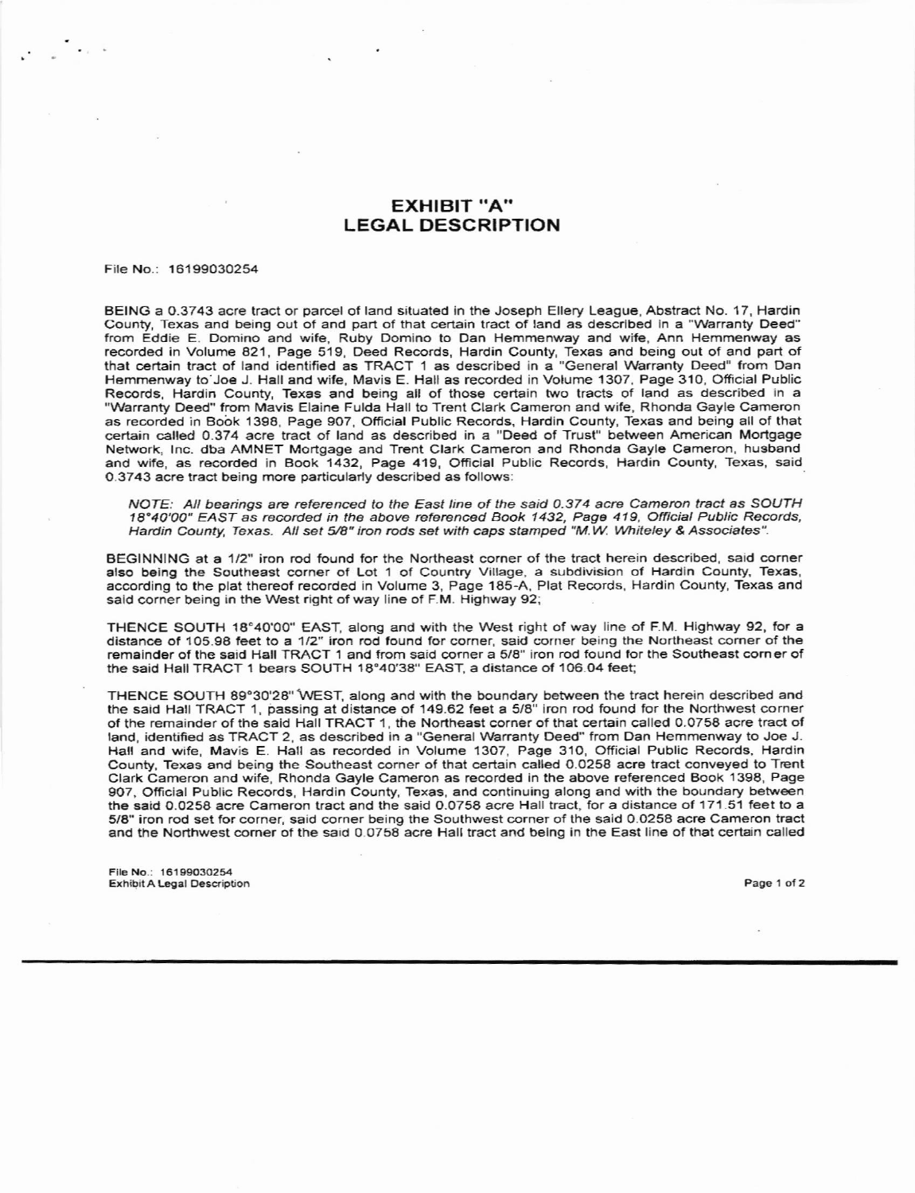# EXHIBIT "A"
# LEGAL DESCRIPTION

File No.: 16199030254

BEING a 0.3743 acre tract or parcel of land situated in the Joseph Ellery League, Abstract No. 17, Hardin County, Texas and being out of and part of that certain tract of land as described in a "Warranty Deed" from Eddie E. Domino and wife, Ruby Domino to Dan Hemmenway and wife, Ann Hemmenway as recorded in Volume 821, Page 519, Deed Records, Hardin County, Texas and being out of and part of that certain tract of land identified as TRACT 1 as described in a "General Warranty Deed" from Dan Hemmenway to Joe J. Hall and wife, Mavis E. Hall as recorded in Volume 1307, Page 310, Official Public Records, Hardin County, Texas and being all of those certain two tracts of land as described in a "Warranty Deed" from Mavis Elaine Fulda Hall to Trent Clark Cameron and wife, Rhonda Gayle Cameron as recorded in Book 1398, Page 907, Official Public Records, Hardin County, Texas and being all of that certain called 0.374 acre tract of land as described in a "Deed of Trust" between American Mortgage Network, Inc. dba AMNET Mortgage and Trent Clark Cameron and Rhonda Gayle Cameron, husband and wife, as recorded in Book 1432, Page 419, Official Public Records, Hardin County, Texas, said 0.3743 acre tract being more particularly described as follows:

*NOTE: All bearings are referenced to the East line of the said 0.374 acre Cameron tract as SOUTH 18°40'00" EAST as recorded in the above referenced Book 1432, Page 419, Official Public Records, Hardin County, Texas. All set 5/8" iron rods set with caps stamped "M.W. Whiteley & Associates".*

BEGINNING at a 1/2" iron rod found for the Northeast corner of the tract herein described, said corner also being the Southeast corner of Lot 1 of Country Village, a subdivision of Hardin County, Texas, according to the plat thereof recorded in Volume 3, Page 185-A, Plat Records, Hardin County, Texas and said corner being in the West right of way line of F.M. Highway 92;

THENCE SOUTH 18°40'00" EAST, along and with the West right of way line of F.M. Highway 92, for a distance of 105.98 feet to a 1/2" iron rod found for corner, said corner being the Northeast corner of the remainder of the said Hall TRACT 1 and from said corner a 5/8" iron rod found for the Southeast corner of the said Hall TRACT 1 bears SOUTH 18°40'38" EAST, a distance of 106.04 feet;

THENCE SOUTH 89°30'28" WEST, along and with the boundary between the tract herein described and the said Hall TRACT 1, passing at distance of 149.62 feet a 5/8" iron rod found for the Northwest corner of the remainder of the said Hall TRACT 1, the Northeast corner of that certain called 0.0758 acre tract of land, identified as TRACT 2, as described in a "General Warranty Deed" from Dan Hemmenway to Joe J. Hall and wife, Mavis E. Hall as recorded in Volume 1307, Page 310, Official Public Records, Hardin County, Texas and being the Southeast corner of that certain called 0.0258 acre tract conveyed to Trent Clark Cameron and wife, Rhonda Gayle Cameron as recorded in the above referenced Book 1398, Page 907, Official Public Records, Hardin County, Texas, and continuing along and with the boundary between the said 0.0258 acre Cameron tract and the said 0.0758 acre Hall tract, for a distance of 171.51 feet to a 5/8" iron rod set for corner, said corner being the Southwest corner of the said 0.0258 acre Cameron tract and the Northwest corner of the said 0.0758 acre Hall tract and being in the East line of that certain called

File No.: 16199030254
Exhibit A Legal Description